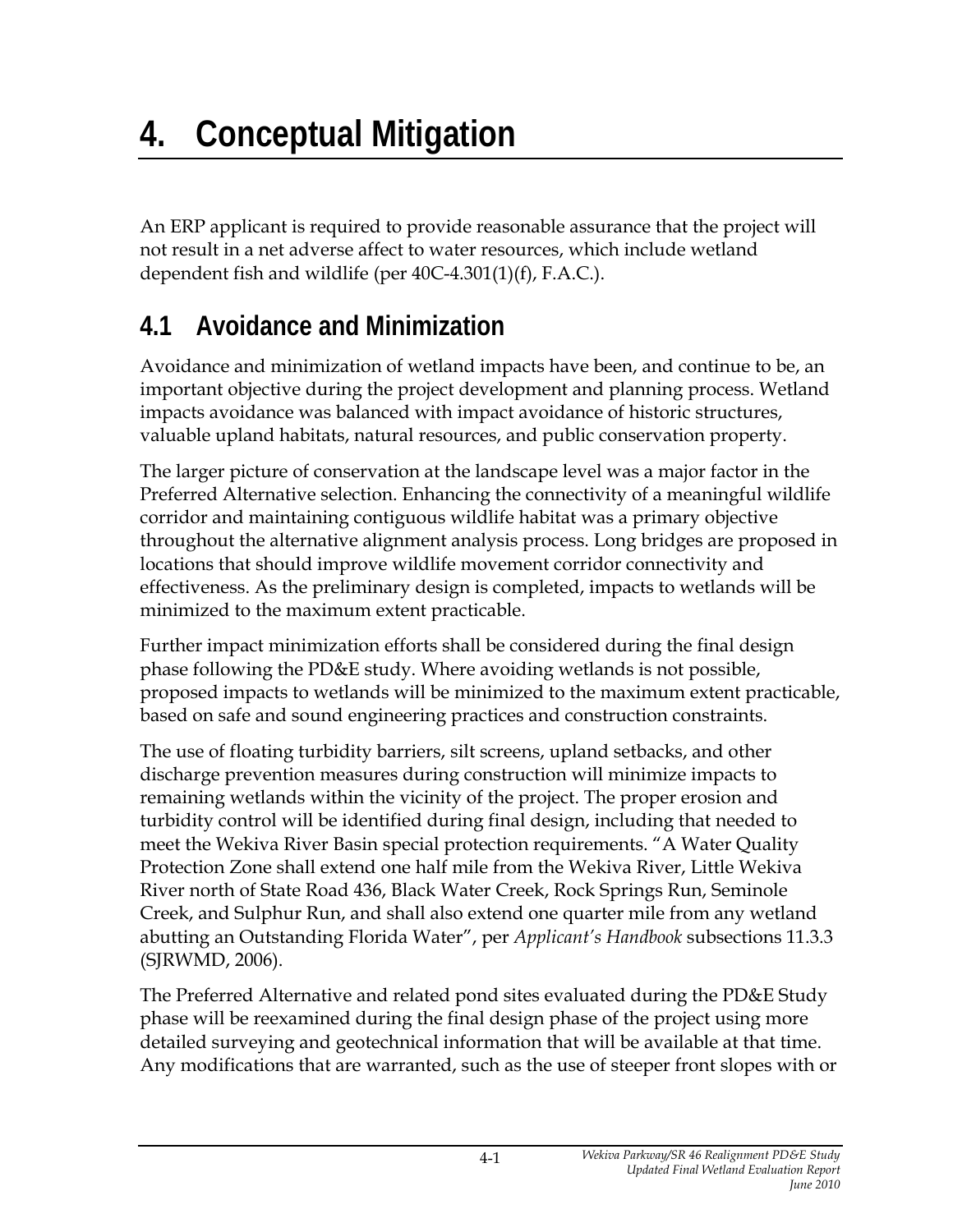# 4. Conceptual Mitigation

An ERP applicant is required to provide reasonable assurance that the project will not result in a net adverse affect to water resources, which include wetland dependent fish and wildlife (per 40C-4.301(1)(f), F.A.C.).

## 4.1 Avoidance and Minimization

Avoidance and minimization of wetland impacts have been, and continue to be, an important objective during the project development and planning process. Wetland impacts avoidance was balanced with impact avoidance of historic structures, valuable upland habitats, natural resources, and public conservation property.

The larger picture of conservation at the landscape level was a major factor in the Preferred Alternative selection. Enhancing the connectivity of a meaningful wildlife corridor and maintaining contiguous wildlife habitat was a primary objective throughout the alternative alignment analysis process. Long bridges are proposed in locations that should improve wildlife movement corridor connectivity and effectiveness. As the preliminary design is completed, impacts to wetlands will be minimized to the maximum extent practicable.

Further impact minimization efforts shall be considered during the final design phase following the PD&E study. Where avoiding wetlands is not possible, proposed impacts to wetlands will be minimized to the maximum extent practicable, based on safe and sound engineering practices and construction constraints.

The use of floating turbidity barriers, silt screens, upland setbacks, and other discharge prevention measures during construction will minimize impacts to remaining wetlands within the vicinity of the project. The proper erosion and turbidity control will be identified during final design, including that needed to meet the Wekiva River Basin special protection requirements. "A Water Quality Protection Zone shall extend one half mile from the Wekiva River, Little Wekiva River north of State Road 436, Black Water Creek, Rock Springs Run, Seminole Creek, and Sulphur Run, and shall also extend one quarter mile from any wetland abutting an Outstanding Florida Water", per *Applicant's Handbook* subsections 11.3.3 (SJRWMD, 2006).

The Preferred Alternative and related pond sites evaluated during the PD&E Study phase will be reexamined during the final design phase of the project using more detailed surveying and geotechnical information that will be available at that time. Any modifications that are warranted, such as the use of steeper front slopes with or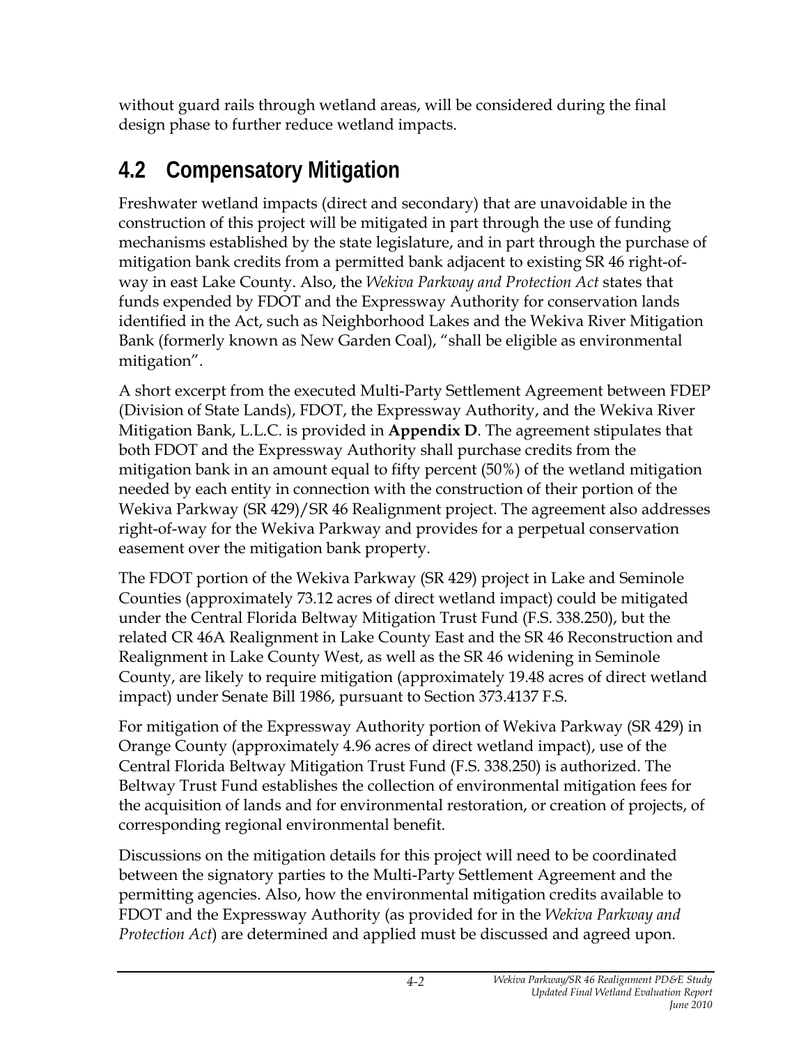without guard rails through wetland areas, will be considered during the final design phase to further reduce wetland impacts.

## 4.2 Compensatory Mitigation

Freshwater wetland impacts (direct and secondary) that are unavoidable in the construction of this project will be mitigated in part through the use of funding mechanisms established by the state legislature, and in part through the purchase of mitigation bank credits from a permitted bank adjacent to existing SR 46 right-of-way in east Lake County. Also, the *Wekiva Parkway and Protection Act* states that funds expended by FDOT and the Expressway Authority for conservation lands identified in the Act, such as Neighborhood Lakes and the Wekiva River Mitigation Bank (formerly known as New Garden Coal), "shall be eligible as environmental mitigation".

A short excerpt from the executed Multi-Party Settlement Agreement between FDEP (Division of State Lands), FDOT, the Expressway Authority, and the Wekiva River Mitigation Bank, L.L.C. is provided in **Appendix D**. The agreement stipulates that both FDOT and the Expressway Authority shall purchase credits from the mitigation bank in an amount equal to fifty percent (50%) of the wetland mitigation needed by each entity in connection with the construction of their portion of the Wekiva Parkway (SR 429)/SR 46 Realignment project. The agreement also addresses right-of-way for the Wekiva Parkway and provides for a perpetual conservation easement over the mitigation bank property.

The FDOT portion of the Wekiva Parkway (SR 429) project in Lake and Seminole Counties (approximately 73.12 acres of direct wetland impact) could be mitigated under the Central Florida Beltway Mitigation Trust Fund (F.S. 338.250), but the related CR 46A Realignment in Lake County East and the SR 46 Reconstruction and Realignment in Lake County West, as well as the SR 46 widening in Seminole County, are likely to require mitigation (approximately 19.48 acres of direct wetland impact) under Senate Bill 1986, pursuant to Section 373.4137 F.S.

For mitigation of the Expressway Authority portion of Wekiva Parkway (SR 429) in Orange County (approximately 4.96 acres of direct wetland impact), use of the Central Florida Beltway Mitigation Trust Fund (F.S. 338.250) is authorized. The Beltway Trust Fund establishes the collection of environmental mitigation fees for the acquisition of lands and for environmental restoration, or creation of projects, of corresponding regional environmental benefit.

Discussions on the mitigation details for this project will need to be coordinated between the signatory parties to the Multi-Party Settlement Agreement and the permitting agencies. Also, how the environmental mitigation credits available to FDOT and the Expressway Authority (as provided for in the *Wekiva Parkway and Protection Act*) are determined and applied must be discussed and agreed upon.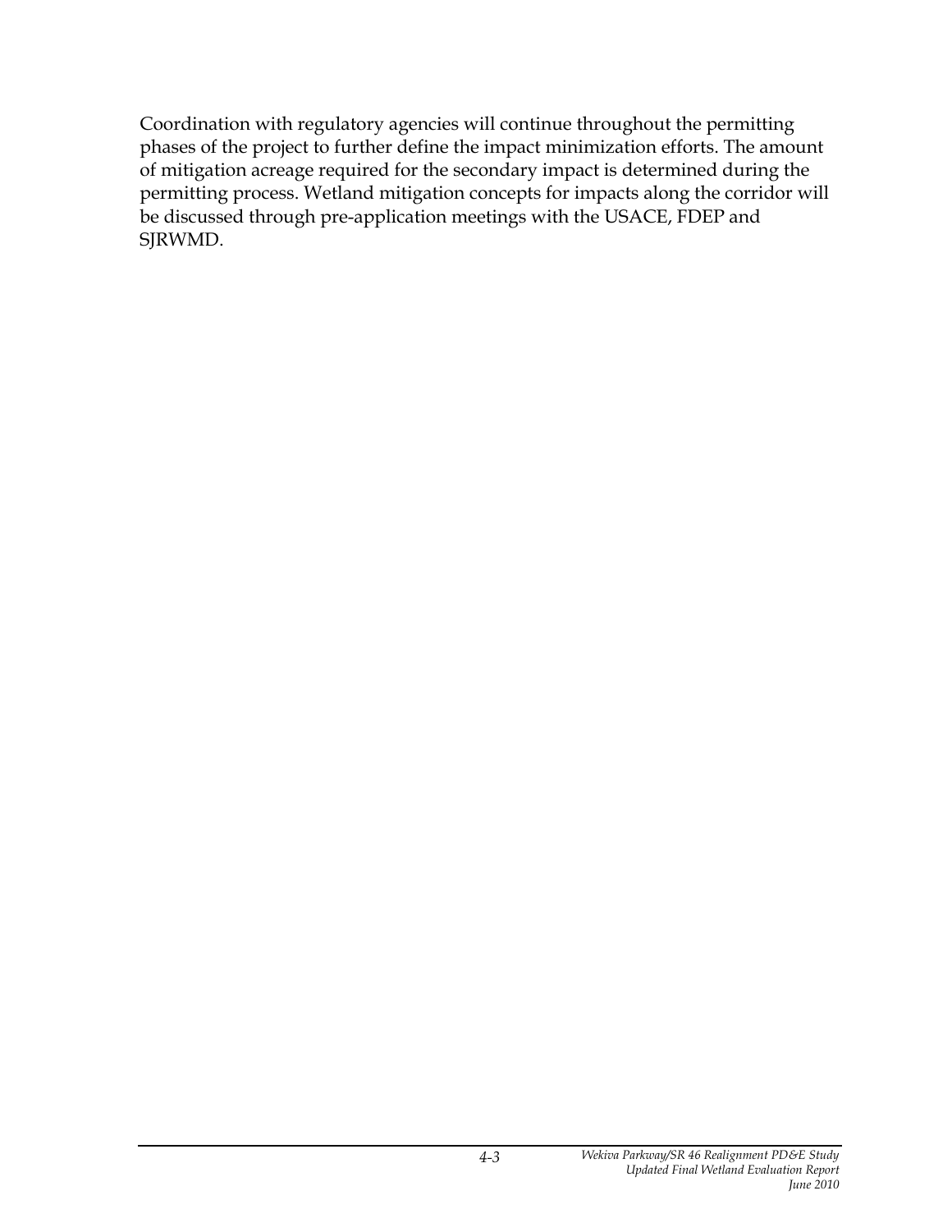Coordination with regulatory agencies will continue throughout the permitting phases of the project to further define the impact minimization efforts. The amount of mitigation acreage required for the secondary impact is determined during the permitting process. Wetland mitigation concepts for impacts along the corridor will be discussed through pre-application meetings with the USACE, FDEP and SJRWMD.